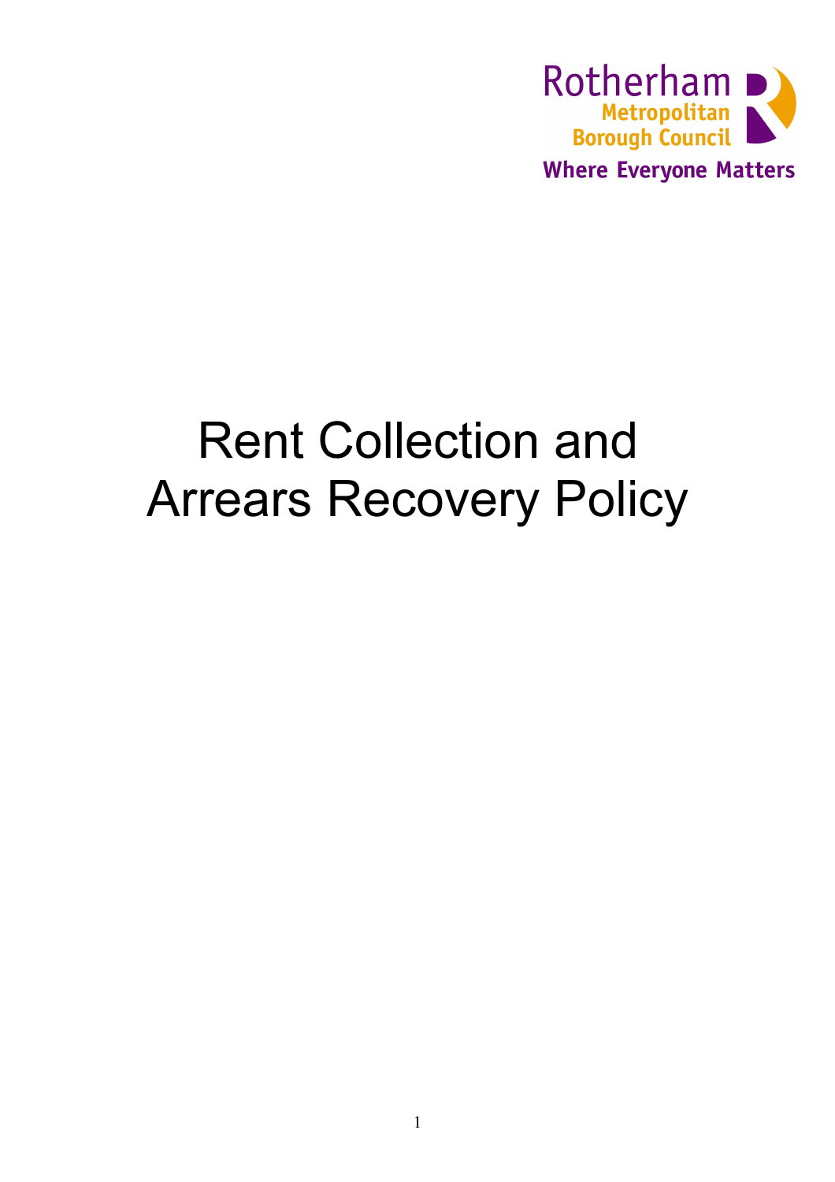Rotherham Metropolitan Borough Council

Where Everyone Matters

# Rent Collection and Arrears Recovery Policy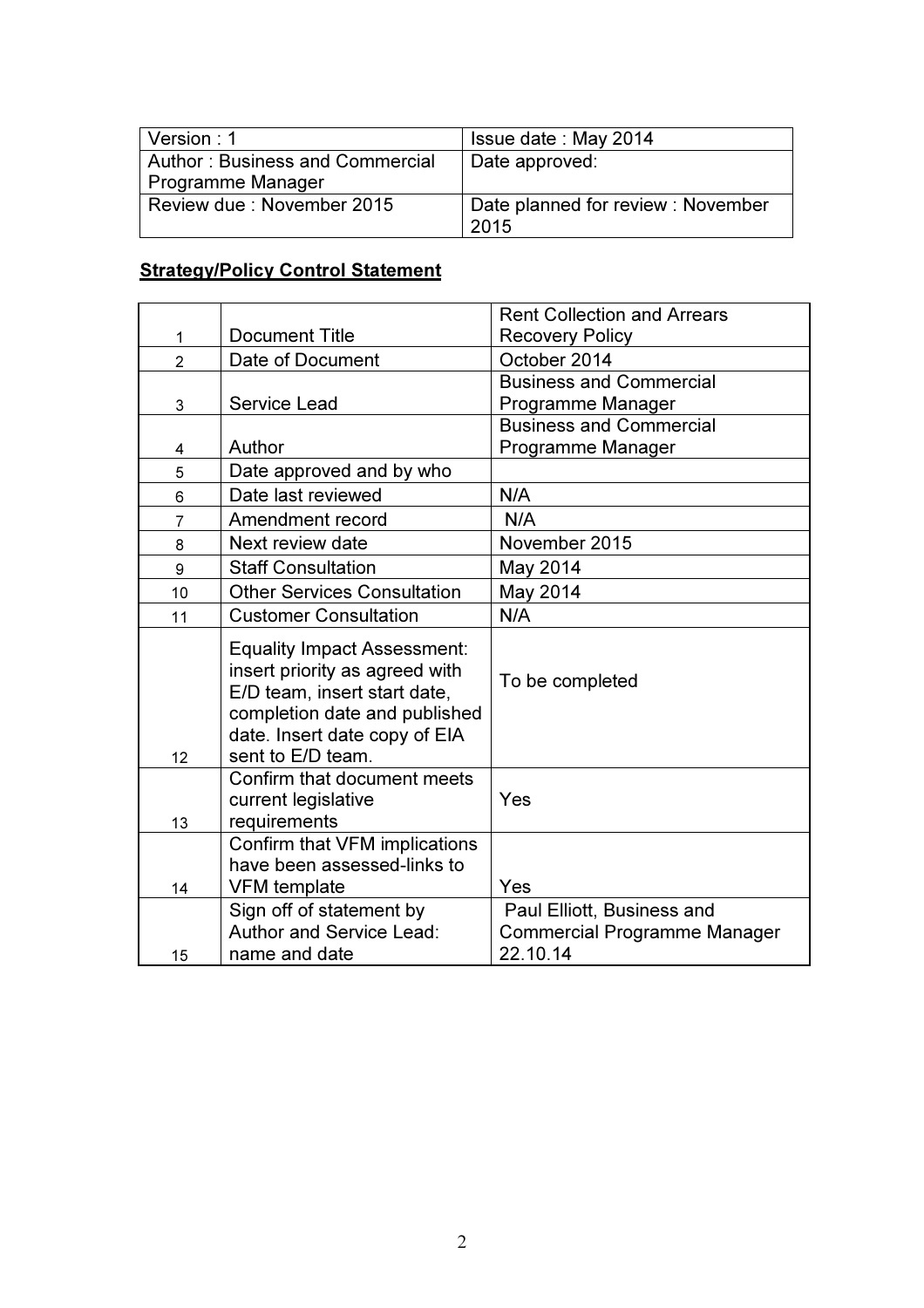| Version : 1 | Issue date : May 2014 |
|---|---|
| Author : Business and Commercial Programme Manager | Date approved: |
| Review due : November 2015 | Date planned for review : November 2015 |

**Strategy/Policy Control Statement**

| | | |
|---|---|---|
| 1 | Document Title | Rent Collection and Arrears Recovery Policy |
| 2 | Date of Document | October 2014 |
| 3 | Service Lead | Business and Commercial Programme Manager |
| 4 | Author | Business and Commercial Programme Manager |
| 5 | Date approved and by who | |
| 6 | Date last reviewed | N/A |
| 7 | Amendment record | N/A |
| 8 | Next review date | November 2015 |
| 9 | Staff Consultation | May 2014 |
| 10 | Other Services Consultation | May 2014 |
| 11 | Customer Consultation | N/A |
| 12 | Equality Impact Assessment: insert priority as agreed with E/D team, insert start date, completion date and published date. Insert date copy of EIA sent to E/D team. | To be completed |
| 13 | Confirm that document meets current legislative requirements | Yes |
| 14 | Confirm that VFM implications have been assessed-links to VFM template | Yes |
| 15 | Sign off of statement by Author and Service Lead: name and date | Paul Elliott, Business and Commercial Programme Manager 22.10.14 |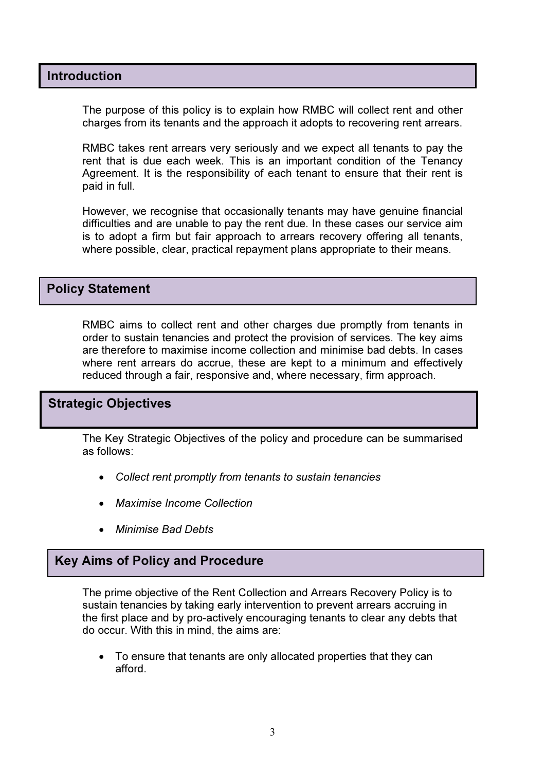## Introduction

The purpose of this policy is to explain how RMBC will collect rent and other charges from its tenants and the approach it adopts to recovering rent arrears.

RMBC takes rent arrears very seriously and we expect all tenants to pay the rent that is due each week. This is an important condition of the Tenancy Agreement. It is the responsibility of each tenant to ensure that their rent is paid in full.

However, we recognise that occasionally tenants may have genuine financial difficulties and are unable to pay the rent due. In these cases our service aim is to adopt a firm but fair approach to arrears recovery offering all tenants, where possible, clear, practical repayment plans appropriate to their means.

## Policy Statement

RMBC aims to collect rent and other charges due promptly from tenants in order to sustain tenancies and protect the provision of services. The key aims are therefore to maximise income collection and minimise bad debts. In cases where rent arrears do accrue, these are kept to a minimum and effectively reduced through a fair, responsive and, where necessary, firm approach.

## Strategic Objectives

The Key Strategic Objectives of the policy and procedure can be summarised as follows:

- *Collect rent promptly from tenants to sustain tenancies*
- *Maximise Income Collection*
- *Minimise Bad Debts*

## Key Aims of Policy and Procedure

The prime objective of the Rent Collection and Arrears Recovery Policy is to sustain tenancies by taking early intervention to prevent arrears accruing in the first place and by pro-actively encouraging tenants to clear any debts that do occur. With this in mind, the aims are:

- To ensure that tenants are only allocated properties that they can afford.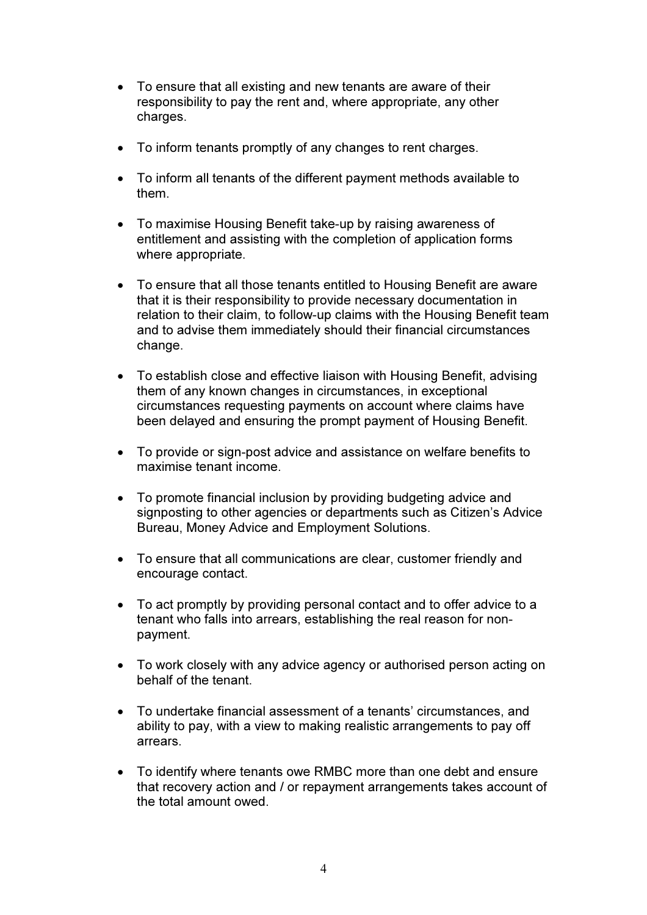- To ensure that all existing and new tenants are aware of their responsibility to pay the rent and, where appropriate, any other charges.

- To inform tenants promptly of any changes to rent charges.

- To inform all tenants of the different payment methods available to them.

- To maximise Housing Benefit take-up by raising awareness of entitlement and assisting with the completion of application forms where appropriate.

- To ensure that all those tenants entitled to Housing Benefit are aware that it is their responsibility to provide necessary documentation in relation to their claim, to follow-up claims with the Housing Benefit team and to advise them immediately should their financial circumstances change.

- To establish close and effective liaison with Housing Benefit, advising them of any known changes in circumstances, in exceptional circumstances requesting payments on account where claims have been delayed and ensuring the prompt payment of Housing Benefit.

- To provide or sign-post advice and assistance on welfare benefits to maximise tenant income.

- To promote financial inclusion by providing budgeting advice and signposting to other agencies or departments such as Citizen's Advice Bureau, Money Advice and Employment Solutions.

- To ensure that all communications are clear, customer friendly and encourage contact.

- To act promptly by providing personal contact and to offer advice to a tenant who falls into arrears, establishing the real reason for non-payment.

- To work closely with any advice agency or authorised person acting on behalf of the tenant.

- To undertake financial assessment of a tenants' circumstances, and ability to pay, with a view to making realistic arrangements to pay off arrears.

- To identify where tenants owe RMBC more than one debt and ensure that recovery action and / or repayment arrangements takes account of the total amount owed.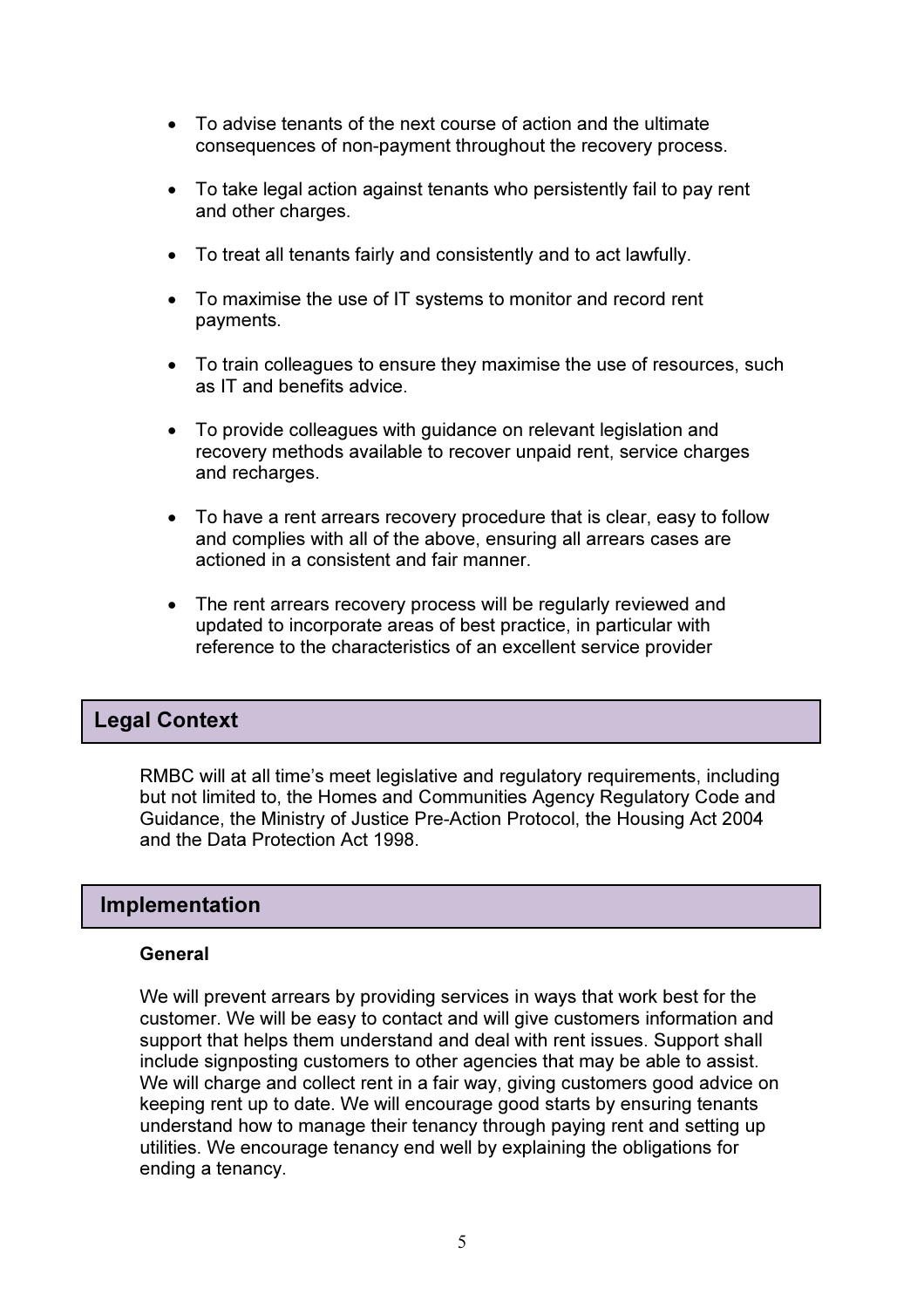- To advise tenants of the next course of action and the ultimate consequences of non-payment throughout the recovery process.
- To take legal action against tenants who persistently fail to pay rent and other charges.
- To treat all tenants fairly and consistently and to act lawfully.
- To maximise the use of IT systems to monitor and record rent payments.
- To train colleagues to ensure they maximise the use of resources, such as IT and benefits advice.
- To provide colleagues with guidance on relevant legislation and recovery methods available to recover unpaid rent, service charges and recharges.
- To have a rent arrears recovery procedure that is clear, easy to follow and complies with all of the above, ensuring all arrears cases are actioned in a consistent and fair manner.
- The rent arrears recovery process will be regularly reviewed and updated to incorporate areas of best practice, in particular with reference to the characteristics of an excellent service provider

## Legal Context

RMBC will at all time's meet legislative and regulatory requirements, including but not limited to, the Homes and Communities Agency Regulatory Code and Guidance, the Ministry of Justice Pre-Action Protocol, the Housing Act 2004 and the Data Protection Act 1998.

## Implementation

**General**

We will prevent arrears by providing services in ways that work best for the customer. We will be easy to contact and will give customers information and support that helps them understand and deal with rent issues. Support shall include signposting customers to other agencies that may be able to assist. We will charge and collect rent in a fair way, giving customers good advice on keeping rent up to date. We will encourage good starts by ensuring tenants understand how to manage their tenancy through paying rent and setting up utilities. We encourage tenancy end well by explaining the obligations for ending a tenancy.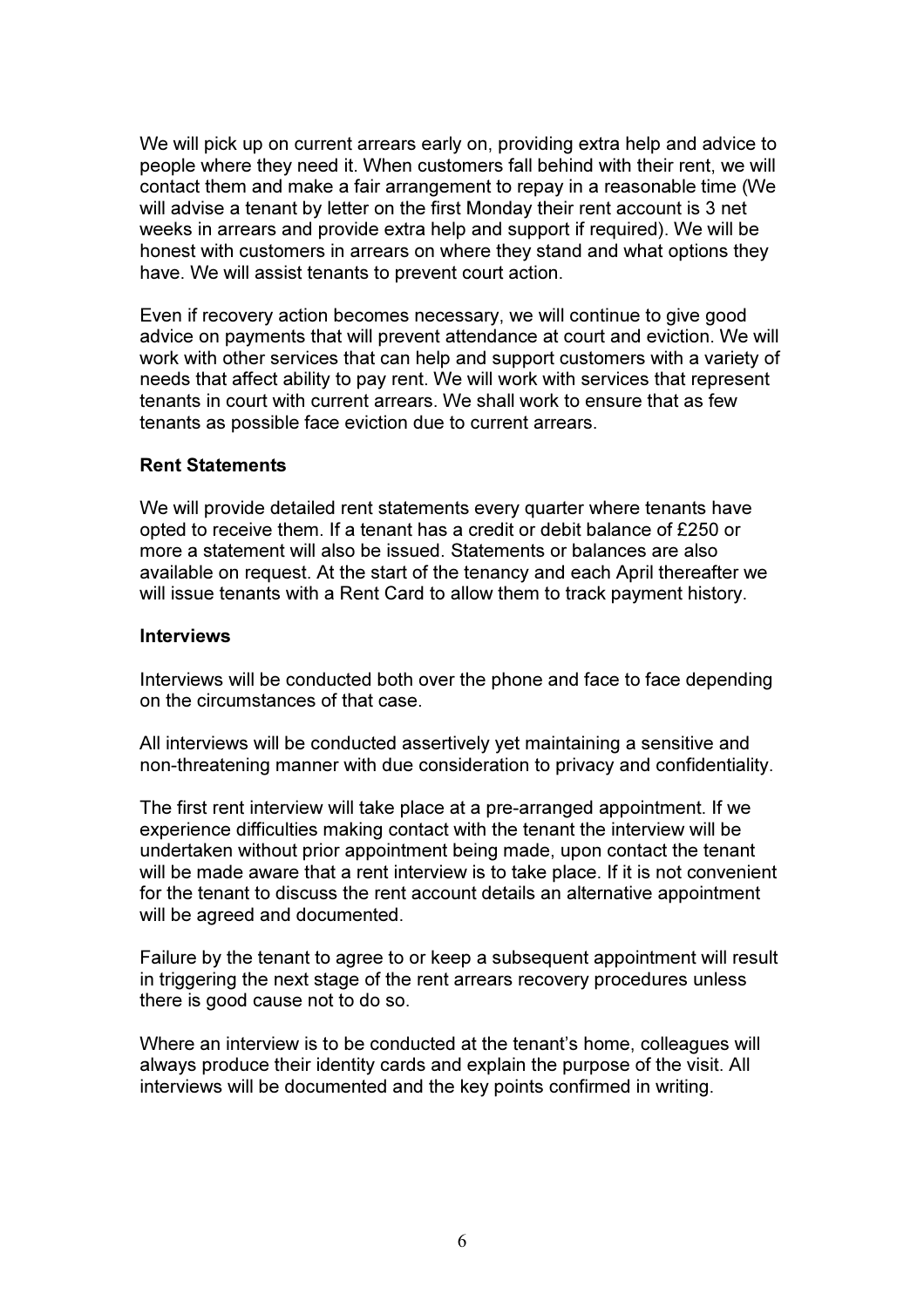We will pick up on current arrears early on, providing extra help and advice to people where they need it. When customers fall behind with their rent, we will contact them and make a fair arrangement to repay in a reasonable time (We will advise a tenant by letter on the first Monday their rent account is 3 net weeks in arrears and provide extra help and support if required). We will be honest with customers in arrears on where they stand and what options they have. We will assist tenants to prevent court action.

Even if recovery action becomes necessary, we will continue to give good advice on payments that will prevent attendance at court and eviction. We will work with other services that can help and support customers with a variety of needs that affect ability to pay rent. We will work with services that represent tenants in court with current arrears. We shall work to ensure that as few tenants as possible face eviction due to current arrears.

**Rent Statements**

We will provide detailed rent statements every quarter where tenants have opted to receive them. If a tenant has a credit or debit balance of £250 or more a statement will also be issued. Statements or balances are also available on request. At the start of the tenancy and each April thereafter we will issue tenants with a Rent Card to allow them to track payment history.

**Interviews**

Interviews will be conducted both over the phone and face to face depending on the circumstances of that case.

All interviews will be conducted assertively yet maintaining a sensitive and non-threatening manner with due consideration to privacy and confidentiality.

The first rent interview will take place at a pre-arranged appointment. If we experience difficulties making contact with the tenant the interview will be undertaken without prior appointment being made, upon contact the tenant will be made aware that a rent interview is to take place. If it is not convenient for the tenant to discuss the rent account details an alternative appointment will be agreed and documented.

Failure by the tenant to agree to or keep a subsequent appointment will result in triggering the next stage of the rent arrears recovery procedures unless there is good cause not to do so.

Where an interview is to be conducted at the tenant's home, colleagues will always produce their identity cards and explain the purpose of the visit. All interviews will be documented and the key points confirmed in writing.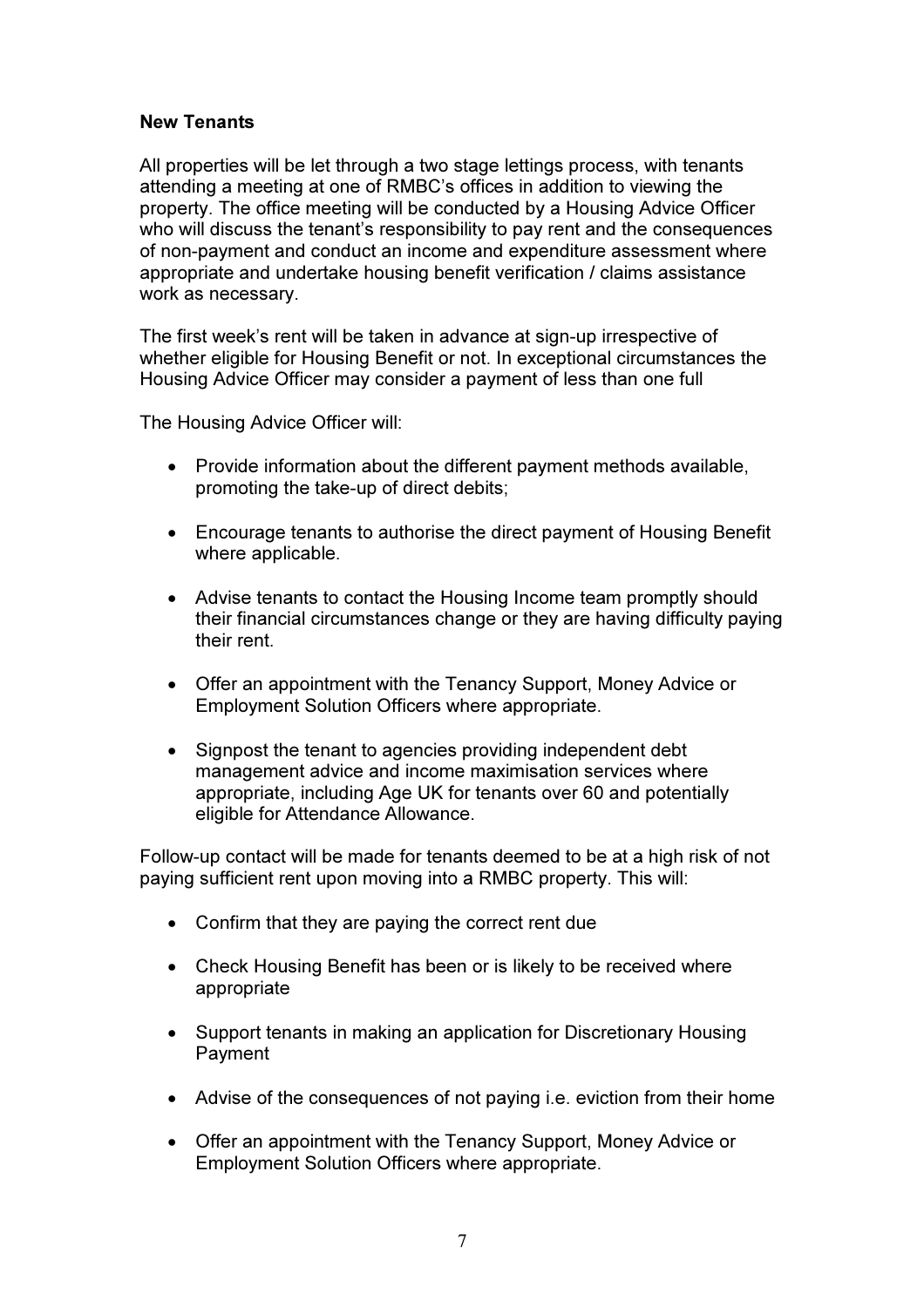**New Tenants**

All properties will be let through a two stage lettings process, with tenants attending a meeting at one of RMBC's offices in addition to viewing the property. The office meeting will be conducted by a Housing Advice Officer who will discuss the tenant's responsibility to pay rent and the consequences of non-payment and conduct an income and expenditure assessment where appropriate and undertake housing benefit verification / claims assistance work as necessary.

The first week's rent will be taken in advance at sign-up irrespective of whether eligible for Housing Benefit or not. In exceptional circumstances the Housing Advice Officer may consider a payment of less than one full

The Housing Advice Officer will:

- Provide information about the different payment methods available, promoting the take-up of direct debits;
- Encourage tenants to authorise the direct payment of Housing Benefit where applicable.
- Advise tenants to contact the Housing Income team promptly should their financial circumstances change or they are having difficulty paying their rent.
- Offer an appointment with the Tenancy Support, Money Advice or Employment Solution Officers where appropriate.
- Signpost the tenant to agencies providing independent debt management advice and income maximisation services where appropriate, including Age UK for tenants over 60 and potentially eligible for Attendance Allowance.

Follow-up contact will be made for tenants deemed to be at a high risk of not paying sufficient rent upon moving into a RMBC property. This will:

- Confirm that they are paying the correct rent due
- Check Housing Benefit has been or is likely to be received where appropriate
- Support tenants in making an application for Discretionary Housing Payment
- Advise of the consequences of not paying i.e. eviction from their home
- Offer an appointment with the Tenancy Support, Money Advice or Employment Solution Officers where appropriate.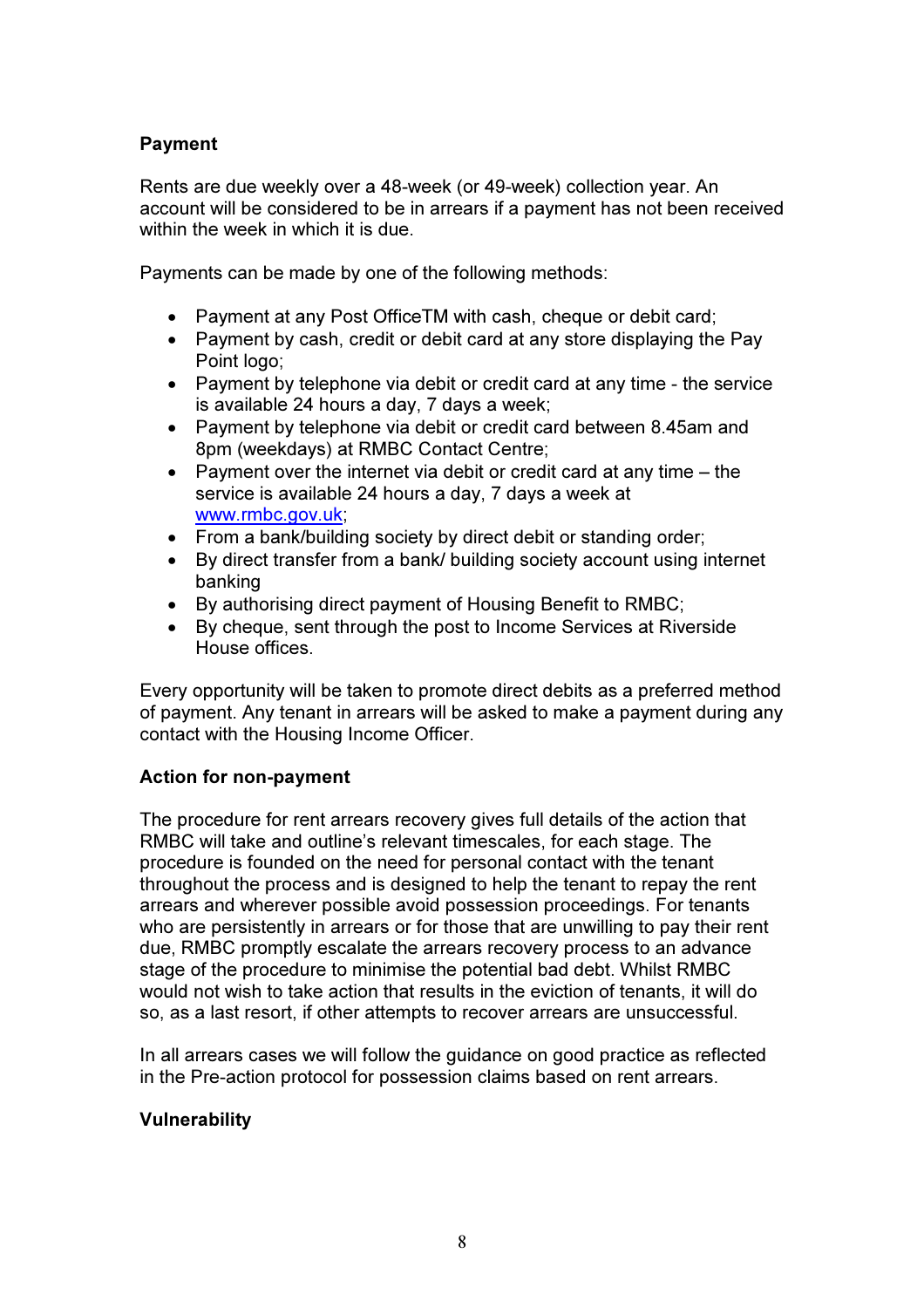### Payment

Rents are due weekly over a 48-week (or 49-week) collection year. An account will be considered to be in arrears if a payment has not been received within the week in which it is due.

Payments can be made by one of the following methods:

- Payment at any Post OfficeTM with cash, cheque or debit card;
- Payment by cash, credit or debit card at any store displaying the Pay Point logo;
- Payment by telephone via debit or credit card at any time - the service is available 24 hours a day, 7 days a week;
- Payment by telephone via debit or credit card between 8.45am and 8pm (weekdays) at RMBC Contact Centre;
- Payment over the internet via debit or credit card at any time – the service is available 24 hours a day, 7 days a week at www.rmbc.gov.uk;
- From a bank/building society by direct debit or standing order;
- By direct transfer from a bank/ building society account using internet banking
- By authorising direct payment of Housing Benefit to RMBC;
- By cheque, sent through the post to Income Services at Riverside House offices.

Every opportunity will be taken to promote direct debits as a preferred method of payment. Any tenant in arrears will be asked to make a payment during any contact with the Housing Income Officer.

### Action for non-payment

The procedure for rent arrears recovery gives full details of the action that RMBC will take and outline's relevant timescales, for each stage. The procedure is founded on the need for personal contact with the tenant throughout the process and is designed to help the tenant to repay the rent arrears and wherever possible avoid possession proceedings. For tenants who are persistently in arrears or for those that are unwilling to pay their rent due, RMBC promptly escalate the arrears recovery process to an advance stage of the procedure to minimise the potential bad debt. Whilst RMBC would not wish to take action that results in the eviction of tenants, it will do so, as a last resort, if other attempts to recover arrears are unsuccessful.

In all arrears cases we will follow the guidance on good practice as reflected in the Pre-action protocol for possession claims based on rent arrears.

### Vulnerability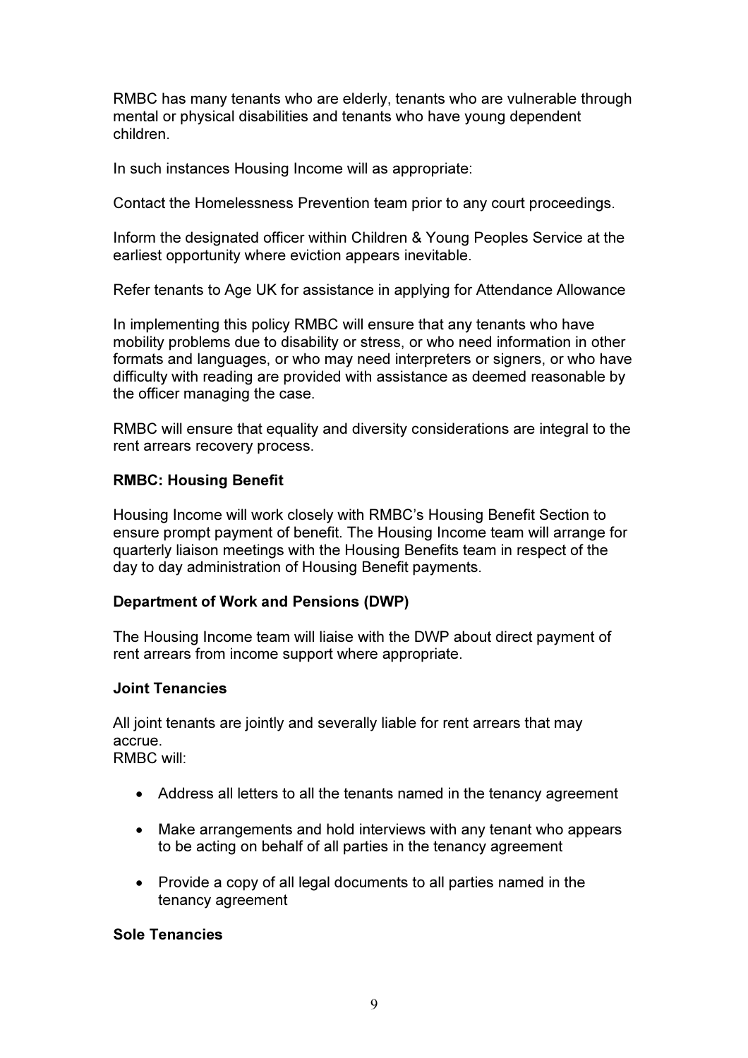RMBC has many tenants who are elderly, tenants who are vulnerable through mental or physical disabilities and tenants who have young dependent children.

In such instances Housing Income will as appropriate:

Contact the Homelessness Prevention team prior to any court proceedings.

Inform the designated officer within Children & Young Peoples Service at the earliest opportunity where eviction appears inevitable.

Refer tenants to Age UK for assistance in applying for Attendance Allowance

In implementing this policy RMBC will ensure that any tenants who have mobility problems due to disability or stress, or who need information in other formats and languages, or who may need interpreters or signers, or who have difficulty with reading are provided with assistance as deemed reasonable by the officer managing the case.

RMBC will ensure that equality and diversity considerations are integral to the rent arrears recovery process.

**RMBC: Housing Benefit**

Housing Income will work closely with RMBC's Housing Benefit Section to ensure prompt payment of benefit. The Housing Income team will arrange for quarterly liaison meetings with the Housing Benefits team in respect of the day to day administration of Housing Benefit payments.

**Department of Work and Pensions (DWP)**

The Housing Income team will liaise with the DWP about direct payment of rent arrears from income support where appropriate.

**Joint Tenancies**

All joint tenants are jointly and severally liable for rent arrears that may accrue.
RMBC will:

- Address all letters to all the tenants named in the tenancy agreement
- Make arrangements and hold interviews with any tenant who appears to be acting on behalf of all parties in the tenancy agreement
- Provide a copy of all legal documents to all parties named in the tenancy agreement

**Sole Tenancies**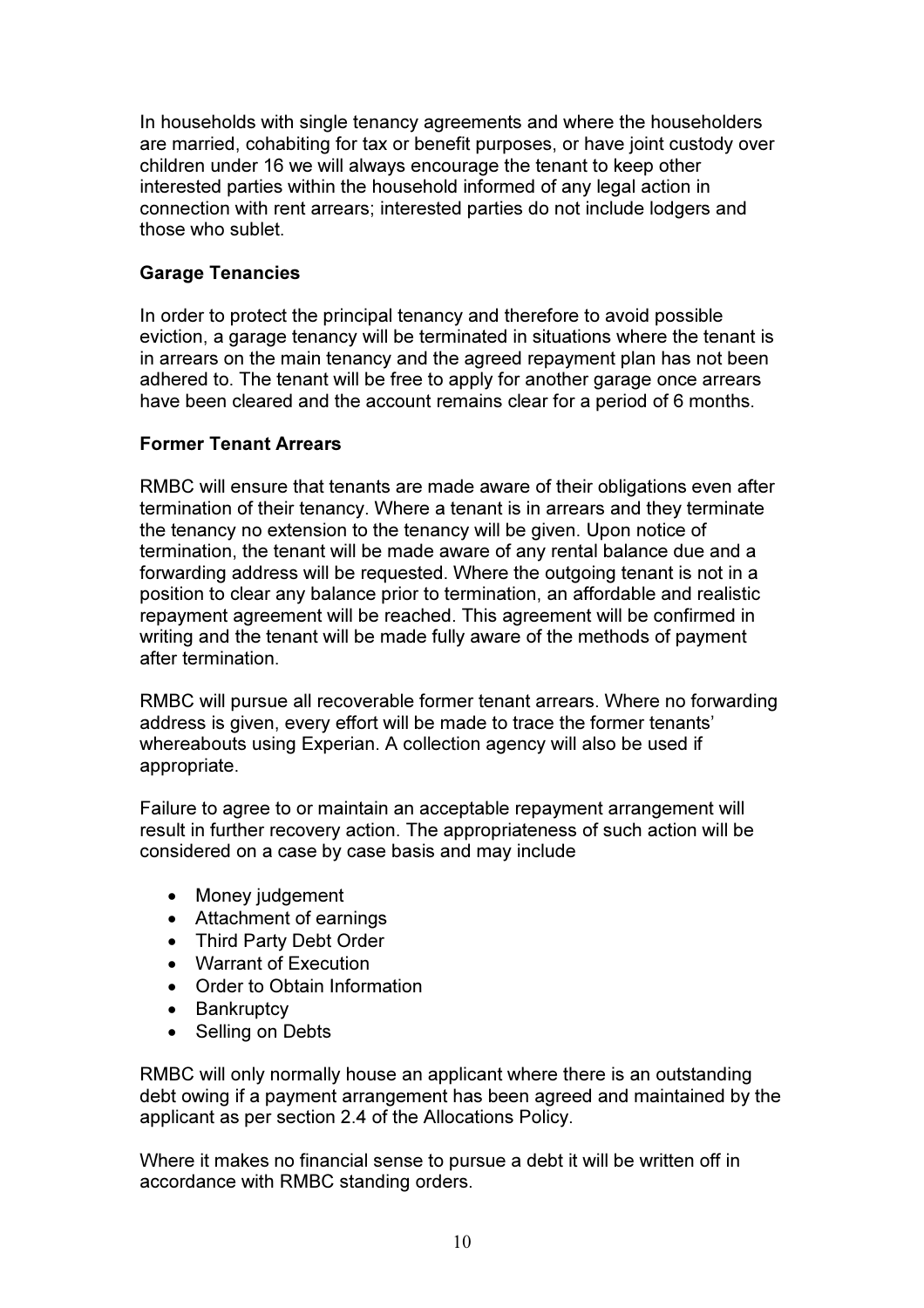In households with single tenancy agreements and where the householders are married, cohabiting for tax or benefit purposes, or have joint custody over children under 16 we will always encourage the tenant to keep other interested parties within the household informed of any legal action in connection with rent arrears; interested parties do not include lodgers and those who sublet.

**Garage Tenancies**

In order to protect the principal tenancy and therefore to avoid possible eviction, a garage tenancy will be terminated in situations where the tenant is in arrears on the main tenancy and the agreed repayment plan has not been adhered to. The tenant will be free to apply for another garage once arrears have been cleared and the account remains clear for a period of 6 months.

**Former Tenant Arrears**

RMBC will ensure that tenants are made aware of their obligations even after termination of their tenancy. Where a tenant is in arrears and they terminate the tenancy no extension to the tenancy will be given. Upon notice of termination, the tenant will be made aware of any rental balance due and a forwarding address will be requested. Where the outgoing tenant is not in a position to clear any balance prior to termination, an affordable and realistic repayment agreement will be reached. This agreement will be confirmed in writing and the tenant will be made fully aware of the methods of payment after termination.

RMBC will pursue all recoverable former tenant arrears. Where no forwarding address is given, every effort will be made to trace the former tenants' whereabouts using Experian. A collection agency will also be used if appropriate.

Failure to agree to or maintain an acceptable repayment arrangement will result in further recovery action. The appropriateness of such action will be considered on a case by case basis and may include

- Money judgement
- Attachment of earnings
- Third Party Debt Order
- Warrant of Execution
- Order to Obtain Information
- Bankruptcy
- Selling on Debts

RMBC will only normally house an applicant where there is an outstanding debt owing if a payment arrangement has been agreed and maintained by the applicant as per section 2.4 of the Allocations Policy.

Where it makes no financial sense to pursue a debt it will be written off in accordance with RMBC standing orders.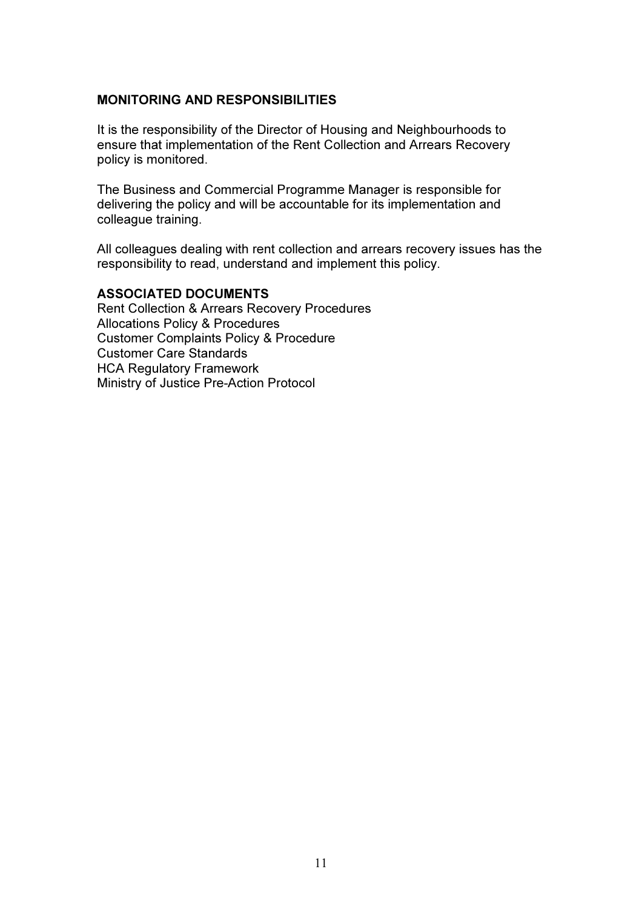## MONITORING AND RESPONSIBILITIES

It is the responsibility of the Director of Housing and Neighbourhoods to ensure that implementation of the Rent Collection and Arrears Recovery policy is monitored.

The Business and Commercial Programme Manager is responsible for delivering the policy and will be accountable for its implementation and colleague training.

All colleagues dealing with rent collection and arrears recovery issues has the responsibility to read, understand and implement this policy.

## ASSOCIATED DOCUMENTS

Rent Collection & Arrears Recovery Procedures
Allocations Policy & Procedures
Customer Complaints Policy & Procedure
Customer Care Standards
HCA Regulatory Framework
Ministry of Justice Pre-Action Protocol